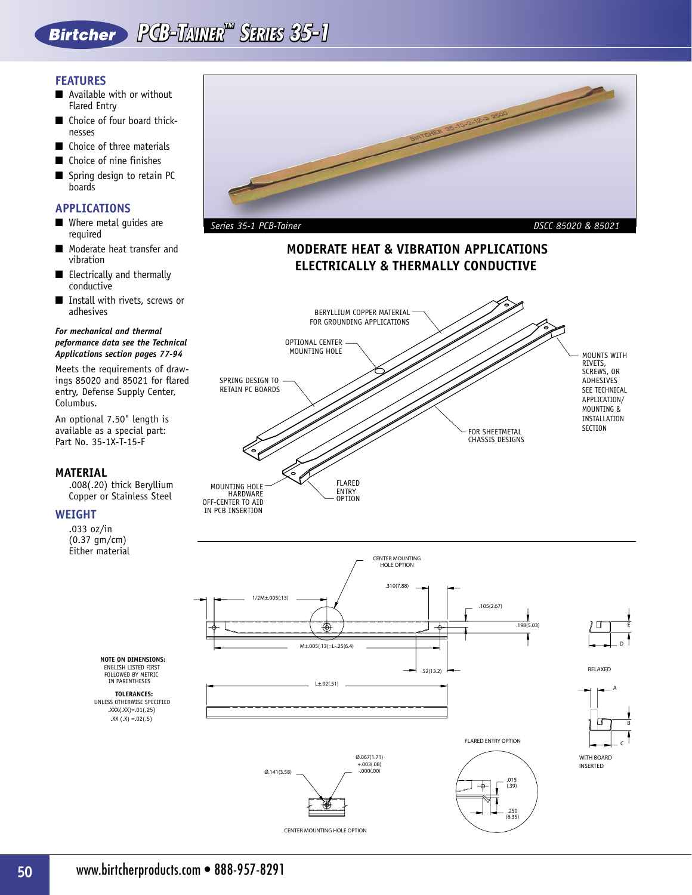# Birtcher PCB-TAINER™ SERIES 35-1

## FEATURES

- Available with or without Flared Entry
- Choice of four board thicknesses
- Choice of three materials
- Choice of nine finishes
- Spring design to retain PC boards

## APPLICATIONS

- Where metal guides are required
- Moderate heat transfer and vibration
- Electrically and thermally conductive
- Install with rivets, screws or adhesives

***For mechanical and thermal peformance data see the Technical Applications section pages 77-94***

Meets the requirements of drawings 85020 and 85021 for flared entry, Defense Supply Center, Columbus.

An optional 7.50" length is available as a special part: Part No. 35-1X-T-15-F

## MATERIAL

.008(.20) thick Beryllium Copper or Stainless Steel

## WEIGHT

.033 oz/in
(0.37 gm/cm)
Either material

*Series 35-1 PCB-Tainer* — *DSCC 85020 & 85021*

### MODERATE HEAT & VIBRATION APPLICATIONS
### ELECTRICALLY & THERMALLY CONDUCTIVE

BERYLLIUM COPPER MATERIAL FOR GROUNDING APPLICATIONS

OPTIONAL CENTER MOUNTING HOLE

SPRING DESIGN TO RETAIN PC BOARDS

MOUNTS WITH RIVETS, SCREWS, OR ADHESIVES SEE TECHNICAL APPLICATION/ MOUNTING & INSTALLATION SECTION

FOR SHEETMETAL CHASSIS DESIGNS

MOUNTING HOLE HARDWARE OFF-CENTER TO AID IN PCB INSERTION

FLARED ENTRY OPTION

CENTER MOUNTING HOLE OPTION

1/2M±.005(.13)

.310(7.88)

.105(2.67)

.198(5.03)

M±.005(.13)=L-.25(6.4)

.52(13.2)

L±.02(.51)

E

D

RELAXED

A

B

C

WITH BOARD INSERTED

FLARED ENTRY OPTION

.015 (.39)

.250 (6.35)

Ø.067(1.71) +.003(.08) -.000(.00)

Ø.141(3.58)

CENTER MOUNTING HOLE OPTION

**NOTE ON DIMENSIONS:**
ENGLISH LISTED FIRST FOLLOWED BY METRIC IN PARENTHESES

**TOLERANCES:**
UNLESS OTHERWISE SPECIFIED
.XXX(.XX)=.01(.25)
.XX (.X) =.02(.5)

www.birtcherproducts.com • 888-957-8291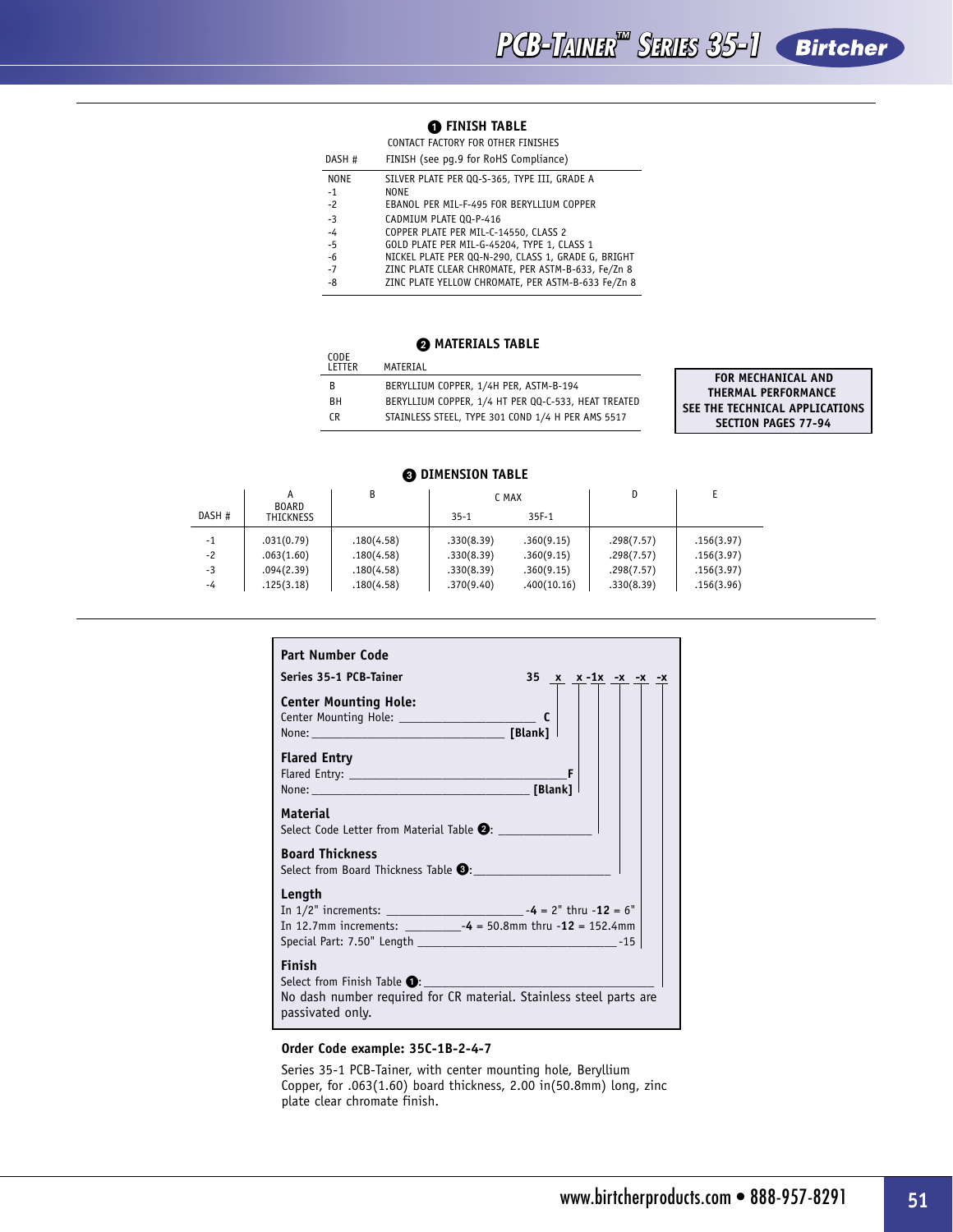## ❶ FINISH TABLE

CONTACT FACTORY FOR OTHER FINISHES

| DASH # | FINISH (see pg.9 for RoHS Compliance) |
|---|---|
| NONE | SILVER PLATE PER QQ-S-365, TYPE III, GRADE A |
| -1 | NONE |
| -2 | EBANOL PER MIL-F-495 FOR BERYLLIUM COPPER |
| -3 | CADMIUM PLATE QQ-P-416 |
| -4 | COPPER PLATE PER MIL-C-14550, CLASS 2 |
| -5 | GOLD PLATE PER MIL-G-45204, TYPE 1, CLASS 1 |
| -6 | NICKEL PLATE PER QQ-N-290, CLASS 1, GRADE G, BRIGHT |
| -7 | ZINC PLATE CLEAR CHROMATE, PER ASTM-B-633, Fe/Zn 8 |
| -8 | ZINC PLATE YELLOW CHROMATE, PER ASTM-B-633 Fe/Zn 8 |

## ❷ MATERIALS TABLE

| CODE LETTER | MATERIAL |
|---|---|
| B | BERYLLIUM COPPER, 1/4H PER, ASTM-B-194 |
| BH | BERYLLIUM COPPER, 1/4 HT PER QQ-C-533, HEAT TREATED |
| CR | STAINLESS STEEL, TYPE 301 COND 1/4 H PER AMS 5517 |

**FOR MECHANICAL AND THERMAL PERFORMANCE SEE THE TECHNICAL APPLICATIONS SECTION PAGES 77-94**

## ❸ DIMENSION TABLE

| DASH # | A BOARD THICKNESS | B | C MAX 35-1 | C MAX 35F-1 | D | E |
|---|---|---|---|---|---|---|
| -1 | .031(0.79) | .180(4.58) | .330(8.39) | .360(9.15) | .298(7.57) | .156(3.97) |
| -2 | .063(1.60) | .180(4.58) | .330(8.39) | .360(9.15) | .298(7.57) | .156(3.97) |
| -3 | .094(2.39) | .180(4.58) | .330(8.39) | .360(9.15) | .298(7.57) | .156(3.97) |
| -4 | .125(3.18) | .180(4.58) | .370(9.40) | .400(10.16) | .330(8.39) | .156(3.96) |

### Part Number Code

**Series 35-1 PCB-Tainer** 35 x x -1x -x -x -x

**Center Mounting Hole:**
Center Mounting Hole: ____________ **C**
None: ____________ **[Blank]**

**Flared Entry**
Flared Entry: ____________ **F**
None: ____________ **[Blank]**

**Material**
Select Code Letter from Material Table ❷: ____________

**Board Thickness**
Select from Board Thickness Table ❸: ____________

**Length**
In 1/2" increments: ____________ **-4** = 2" thru **-12** = 6"
In 12.7mm increments: ____________ **-4** = 50.8mm thru **-12** = 152.4mm
Special Part: 7.50" Length ____________ -15

**Finish**
Select from Finish Table ❶: ____________
No dash number required for CR material. Stainless steel parts are passivated only.

**Order Code example: 35C-1B-2-4-7**

Series 35-1 PCB-Tainer, with center mounting hole, Beryllium Copper, for .063(1.60) board thickness, 2.00 in(50.8mm) long, zinc plate clear chromate finish.